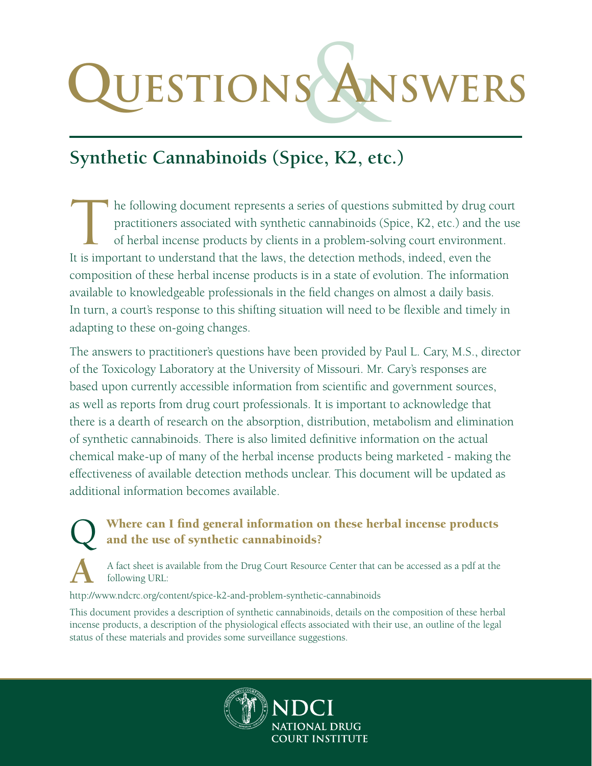# Questions & Answers

## Synthetic Cannabinoids (Spice, K2, etc.)

The following document represents a series of questions submitted by drug court practitioners associated with synthetic cannabinoids (Spice, K2, etc.) and the use of herbal incense products by clients in a problem-solving court environment. It is important to understand that the laws, the detection methods, indeed, even the composition of these herbal incense products is in a state of evolution. The information available to knowledgeable professionals in the field changes on almost a daily basis. In turn, a court's response to this shifting situation will need to be flexible and timely in adapting to these on-going changes.

The answers to practitioner's questions have been provided by Paul L. Cary, M.S., director of the Toxicology Laboratory at the University of Missouri. Mr. Cary's responses are based upon currently accessible information from scientific and government sources, as well as reports from drug court professionals. It is important to acknowledge that there is a dearth of research on the absorption, distribution, metabolism and elimination of synthetic cannabinoids. There is also limited definitive information on the actual chemical make-up of many of the herbal incense products being marketed - making the effectiveness of available detection methods unclear. This document will be updated as additional information becomes available.

**Q Where can I find general information on these herbal incense products and the use of synthetic cannabinoids?**

**A** A fact sheet is available from the Drug Court Resource Center that can be accessed as a pdf at the following URL:

http://www.ndcrc.org/content/spice-k2-and-problem-synthetic-cannabinoids

This document provides a description of synthetic cannabinoids, details on the composition of these herbal incense products, a description of the physiological effects associated with their use, an outline of the legal status of these materials and provides some surveillance suggestions.

NDCI
NATIONAL DRUG COURT INSTITUTE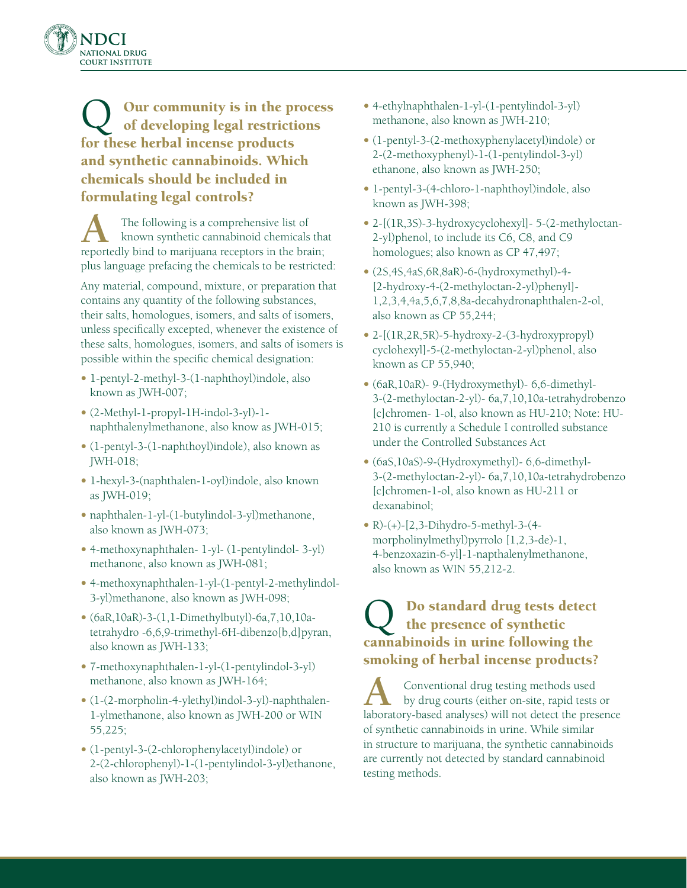## Q Our community is in the process of developing legal restrictions for these herbal incense products and synthetic cannabinoids. Which chemicals should be included in formulating legal controls?

**A** The following is a comprehensive list of known synthetic cannabinoid chemicals that reportedly bind to marijuana receptors in the brain; plus language prefacing the chemicals to be restricted:

Any material, compound, mixture, or preparation that contains any quantity of the following substances, their salts, homologues, isomers, and salts of isomers, unless specifically excepted, whenever the existence of these salts, homologues, isomers, and salts of isomers is possible within the specific chemical designation:

- 1-pentyl-2-methyl-3-(1-naphthoyl)indole, also known as JWH-007;
- (2-Methyl-1-propyl-1H-indol-3-yl)-1-naphthalenylmethanone, also know as JWH-015;
- (1-pentyl-3-(1-naphthoyl)indole), also known as JWH-018;
- 1-hexyl-3-(naphthalen-1-oyl)indole, also known as JWH-019;
- naphthalen-1-yl-(1-butylindol-3-yl)methanone, also known as JWH-073;
- 4-methoxynaphthalen- 1-yl- (1-pentylindol- 3-yl) methanone, also known as JWH-081;
- 4-methoxynaphthalen-1-yl-(1-pentyl-2-methylindol-3-yl)methanone, also known as JWH-098;
- (6aR,10aR)-3-(1,1-Dimethylbutyl)-6a,7,10,10a-tetrahydro -6,6,9-trimethyl-6H-dibenzo[b,d]pyran, also known as JWH-133;
- 7-methoxynaphthalen-1-yl-(1-pentylindol-3-yl) methanone, also known as JWH-164;
- (1-(2-morpholin-4-ylethyl)indol-3-yl)-naphthalen-1-ylmethanone, also known as JWH-200 or WIN 55,225;
- (1-pentyl-3-(2-chlorophenylacetyl)indole) or 2-(2-chlorophenyl)-1-(1-pentylindol-3-yl)ethanone, also known as JWH-203;
- 4-ethylnaphthalen-1-yl-(1-pentylindol-3-yl) methanone, also known as JWH-210;
- (1-pentyl-3-(2-methoxyphenylacetyl)indole) or 2-(2-methoxyphenyl)-1-(1-pentylindol-3-yl) ethanone, also known as JWH-250;
- 1-pentyl-3-(4-chloro-1-naphthoyl)indole, also known as JWH-398;
- 2-[(1R,3S)-3-hydroxycyclohexyl]- 5-(2-methyloctan-2-yl)phenol, to include its C6, C8, and C9 homologues; also known as CP 47,497;
- (2S,4S,4aS,6R,8aR)-6-(hydroxymethyl)-4-[2-hydroxy-4-(2-methyloctan-2-yl)phenyl]-1,2,3,4,4a,5,6,7,8,8a-decahydronaphthalen-2-ol, also known as CP 55,244;
- 2-[(1R,2R,5R)-5-hydroxy-2-(3-hydroxypropyl) cyclohexyl]-5-(2-methyloctan-2-yl)phenol, also known as CP 55,940;
- (6aR,10aR)- 9-(Hydroxymethyl)- 6,6-dimethyl-3-(2-methyloctan-2-yl)- 6a,7,10,10a-tetrahydrobenzo [c]chromen- 1-ol, also known as HU-210; Note: HU-210 is currently a Schedule I controlled substance under the Controlled Substances Act
- (6aS,10aS)-9-(Hydroxymethyl)- 6,6-dimethyl-3-(2-methyloctan-2-yl)- 6a,7,10,10a-tetrahydrobenzo [c]chromen-1-ol, also known as HU-211 or dexanabinol;
- R)-(+)-[2,3-Dihydro-5-methyl-3-(4-morpholinylmethyl)pyrrolo [1,2,3-de)-1, 4-benzoxazin-6-yl]-1-napthalenylmethanone, also known as WIN 55,212-2.

## Q Do standard drug tests detect the presence of synthetic cannabinoids in urine following the smoking of herbal incense products?

**A** Conventional drug testing methods used by drug courts (either on-site, rapid tests or laboratory-based analyses) will not detect the presence of synthetic cannabinoids in urine. While similar in structure to marijuana, the synthetic cannabinoids are currently not detected by standard cannabinoid testing methods.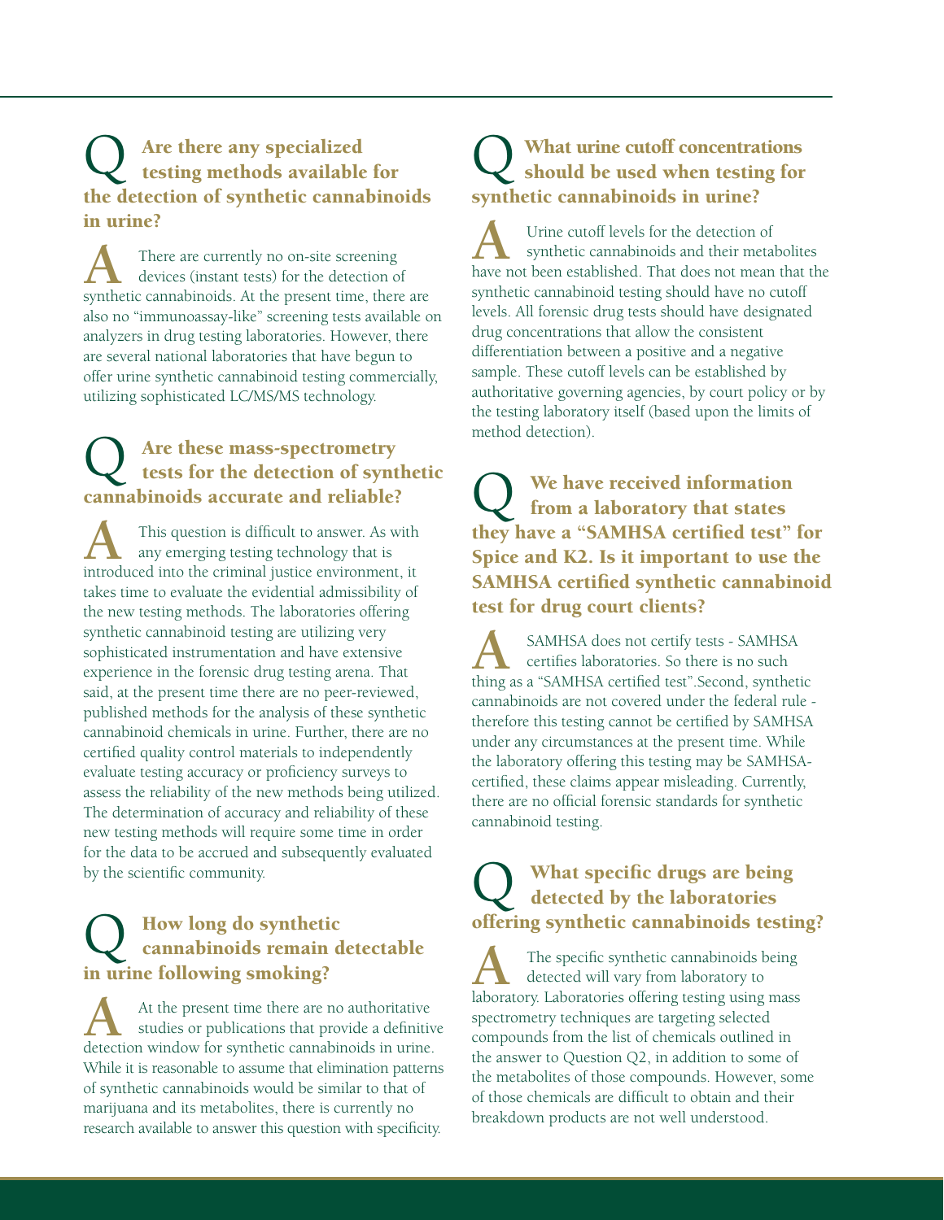## Q Are there any specialized testing methods available for the detection of synthetic cannabinoids in urine?

**A** There are currently no on-site screening devices (instant tests) for the detection of synthetic cannabinoids. At the present time, there are also no "immunoassay-like" screening tests available on analyzers in drug testing laboratories. However, there are several national laboratories that have begun to offer urine synthetic cannabinoid testing commercially, utilizing sophisticated LC/MS/MS technology.

## Q Are these mass-spectrometry tests for the detection of synthetic cannabinoids accurate and reliable?

**A** This question is difficult to answer. As with any emerging testing technology that is introduced into the criminal justice environment, it takes time to evaluate the evidential admissibility of the new testing methods. The laboratories offering synthetic cannabinoid testing are utilizing very sophisticated instrumentation and have extensive experience in the forensic drug testing arena. That said, at the present time there are no peer-reviewed, published methods for the analysis of these synthetic cannabinoid chemicals in urine. Further, there are no certified quality control materials to independently evaluate testing accuracy or proficiency surveys to assess the reliability of the new methods being utilized. The determination of accuracy and reliability of these new testing methods will require some time in order for the data to be accrued and subsequently evaluated by the scientific community.

## Q How long do synthetic cannabinoids remain detectable in urine following smoking?

**A** At the present time there are no authoritative studies or publications that provide a definitive detection window for synthetic cannabinoids in urine. While it is reasonable to assume that elimination patterns of synthetic cannabinoids would be similar to that of marijuana and its metabolites, there is currently no research available to answer this question with specificity.

## Q What urine cutoff concentrations should be used when testing for synthetic cannabinoids in urine?

**A** Urine cutoff levels for the detection of synthetic cannabinoids and their metabolites have not been established. That does not mean that the synthetic cannabinoid testing should have no cutoff levels. All forensic drug tests should have designated drug concentrations that allow the consistent differentiation between a positive and a negative sample. These cutoff levels can be established by authoritative governing agencies, by court policy or by the testing laboratory itself (based upon the limits of method detection).

## Q We have received information from a laboratory that states they have a "SAMHSA certified test" for Spice and K2. Is it important to use the SAMHSA certified synthetic cannabinoid test for drug court clients?

**A** SAMHSA does not certify tests - SAMHSA certifies laboratories. So there is no such thing as a "SAMHSA certified test".Second, synthetic cannabinoids are not covered under the federal rule - therefore this testing cannot be certified by SAMHSA under any circumstances at the present time. While the laboratory offering this testing may be SAMHSA-certified, these claims appear misleading. Currently, there are no official forensic standards for synthetic cannabinoid testing.

## Q What specific drugs are being detected by the laboratories offering synthetic cannabinoids testing?

**A** The specific synthetic cannabinoids being detected will vary from laboratory to laboratory. Laboratories offering testing using mass spectrometry techniques are targeting selected compounds from the list of chemicals outlined in the answer to Question Q2, in addition to some of the metabolites of those compounds. However, some of those chemicals are difficult to obtain and their breakdown products are not well understood.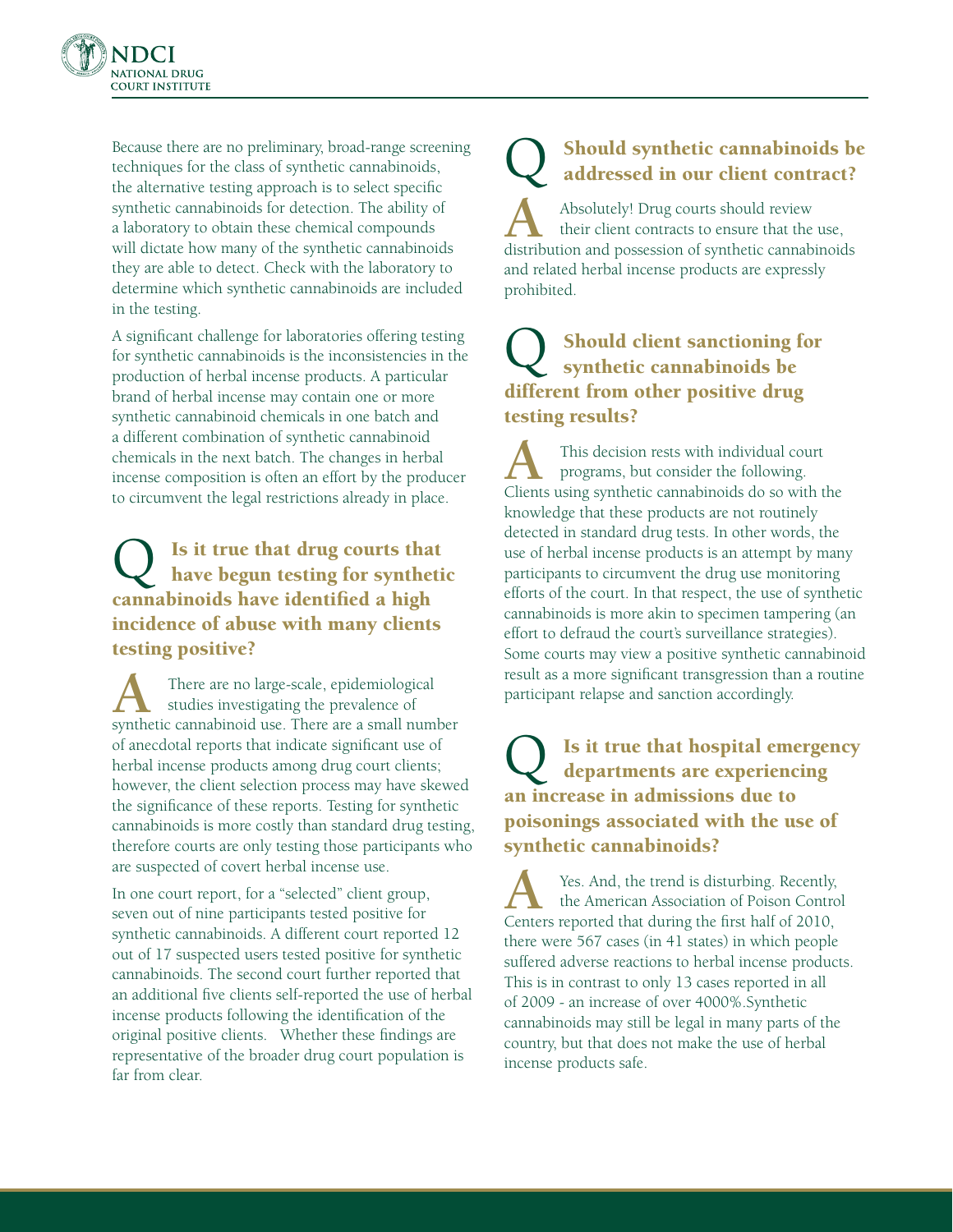Because there are no preliminary, broad-range screening techniques for the class of synthetic cannabinoids, the alternative testing approach is to select specific synthetic cannabinoids for detection. The ability of a laboratory to obtain these chemical compounds will dictate how many of the synthetic cannabinoids they are able to detect. Check with the laboratory to determine which synthetic cannabinoids are included in the testing.

A significant challenge for laboratories offering testing for synthetic cannabinoids is the inconsistencies in the production of herbal incense products. A particular brand of herbal incense may contain one or more synthetic cannabinoid chemicals in one batch and a different combination of synthetic cannabinoid chemicals in the next batch. The changes in herbal incense composition is often an effort by the producer to circumvent the legal restrictions already in place.

## Q Is it true that drug courts that have begun testing for synthetic cannabinoids have identified a high incidence of abuse with many clients testing positive?

**A** There are no large-scale, epidemiological studies investigating the prevalence of synthetic cannabinoid use. There are a small number of anecdotal reports that indicate significant use of herbal incense products among drug court clients; however, the client selection process may have skewed the significance of these reports. Testing for synthetic cannabinoids is more costly than standard drug testing, therefore courts are only testing those participants who are suspected of covert herbal incense use.

In one court report, for a "selected" client group, seven out of nine participants tested positive for synthetic cannabinoids. A different court reported 12 out of 17 suspected users tested positive for synthetic cannabinoids. The second court further reported that an additional five clients self-reported the use of herbal incense products following the identification of the original positive clients. Whether these findings are representative of the broader drug court population is far from clear.

## Q Should synthetic cannabinoids be addressed in our client contract?

**A** Absolutely! Drug courts should review their client contracts to ensure that the use, distribution and possession of synthetic cannabinoids and related herbal incense products are expressly prohibited.

## Q Should client sanctioning for synthetic cannabinoids be different from other positive drug testing results?

**A** This decision rests with individual court programs, but consider the following. Clients using synthetic cannabinoids do so with the knowledge that these products are not routinely detected in standard drug tests. In other words, the use of herbal incense products is an attempt by many participants to circumvent the drug use monitoring efforts of the court. In that respect, the use of synthetic cannabinoids is more akin to specimen tampering (an effort to defraud the court's surveillance strategies). Some courts may view a positive synthetic cannabinoid result as a more significant transgression than a routine participant relapse and sanction accordingly.

## Q Is it true that hospital emergency departments are experiencing an increase in admissions due to poisonings associated with the use of synthetic cannabinoids?

**A** Yes. And, the trend is disturbing. Recently, the American Association of Poison Control Centers reported that during the first half of 2010, there were 567 cases (in 41 states) in which people suffered adverse reactions to herbal incense products. This is in contrast to only 13 cases reported in all of 2009 - an increase of over 4000%.Synthetic cannabinoids may still be legal in many parts of the country, but that does not make the use of herbal incense products safe.